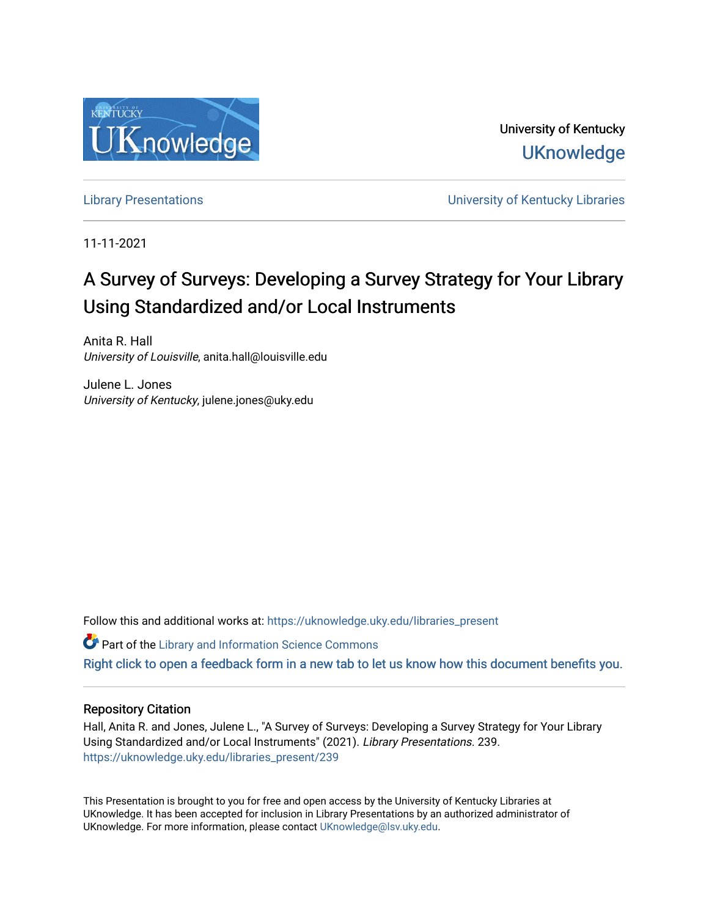University of Kentucky

UKnowledge

Library Presentations — University of Kentucky Libraries

11-11-2021

# A Survey of Surveys: Developing a Survey Strategy for Your Library Using Standardized and/or Local Instruments

Anita R. Hall
*University of Louisville*, anita.hall@louisville.edu

Julene L. Jones
*University of Kentucky*, julene.jones@uky.edu

Follow this and additional works at: https://uknowledge.uky.edu/libraries_present

Part of the Library and Information Science Commons

Right click to open a feedback form in a new tab to let us know how this document benefits you.

## Repository Citation

Hall, Anita R. and Jones, Julene L., "A Survey of Surveys: Developing a Survey Strategy for Your Library Using Standardized and/or Local Instruments" (2021). *Library Presentations*. 239.
https://uknowledge.uky.edu/libraries_present/239

This Presentation is brought to you for free and open access by the University of Kentucky Libraries at UKnowledge. It has been accepted for inclusion in Library Presentations by an authorized administrator of UKnowledge. For more information, please contact UKnowledge@lsv.uky.edu.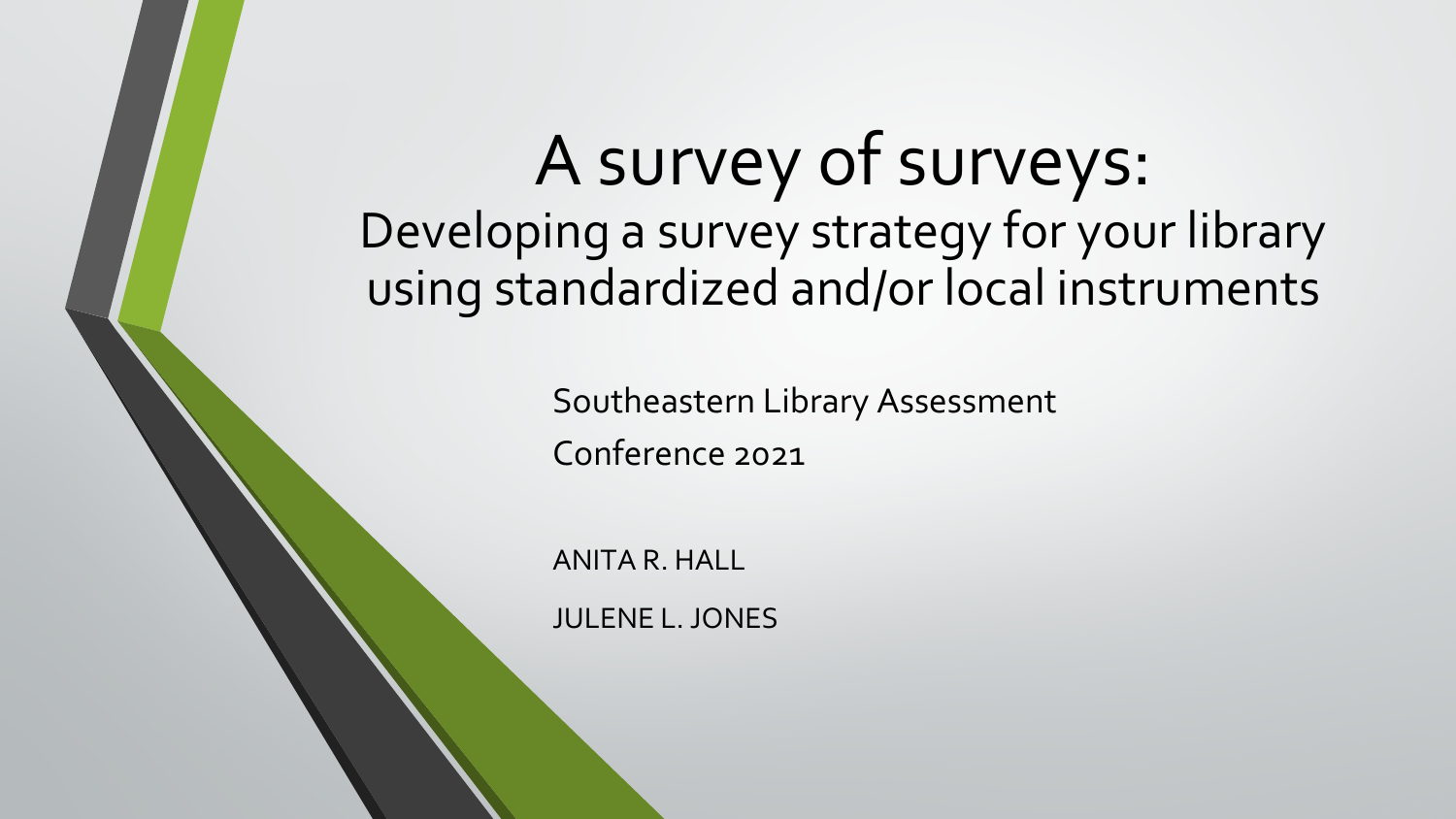# A survey of surveys:

## Developing a survey strategy for your library using standardized and/or local instruments

Southeastern Library Assessment Conference 2021

ANITA R. HALL

JULENE L. JONES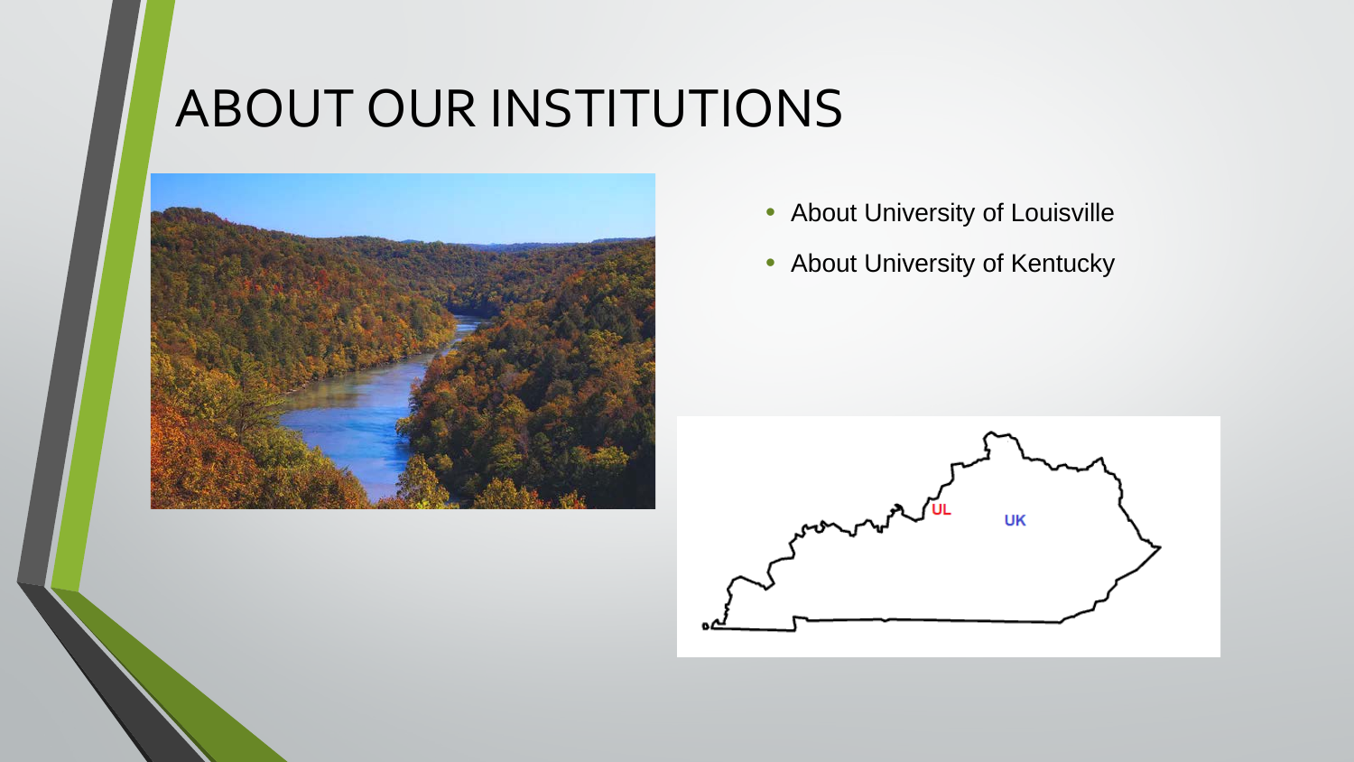# ABOUT OUR INSTITUTIONS

- About University of Louisville
- About University of Kentucky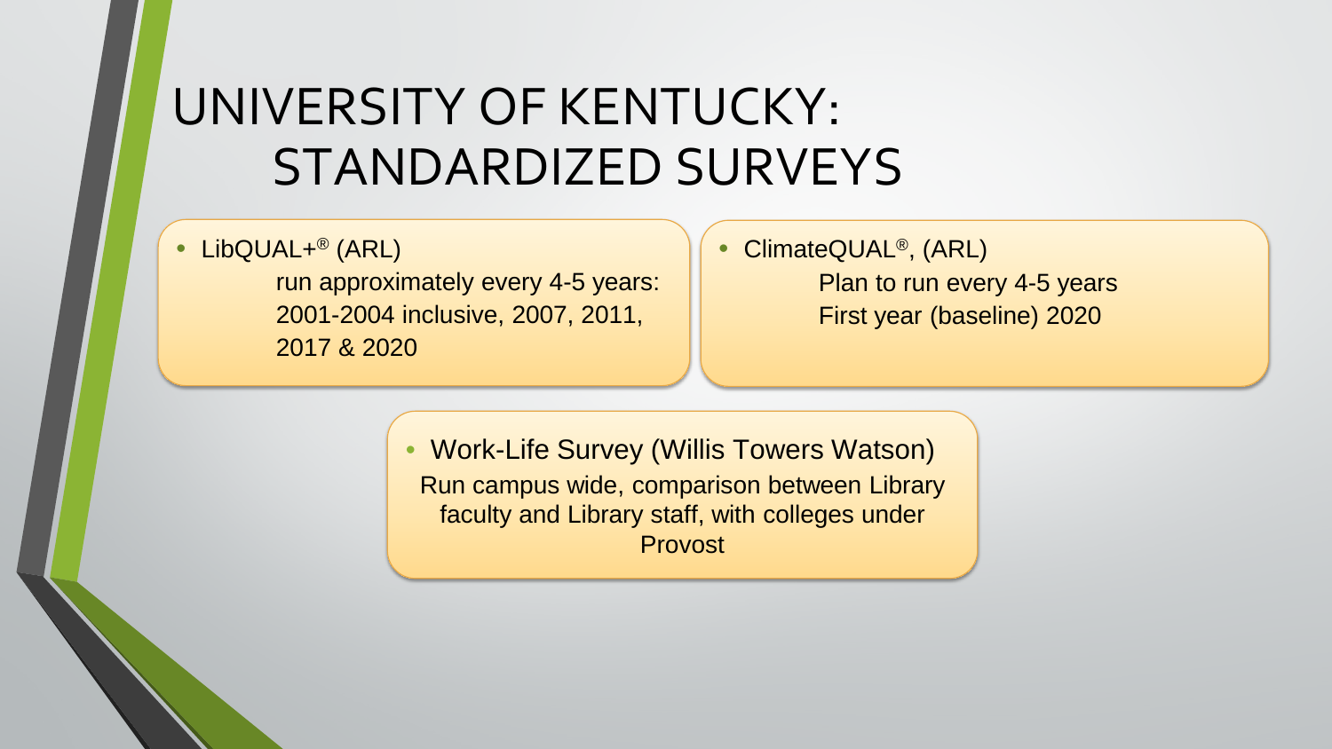# UNIVERSITY OF KENTUCKY: STANDARDIZED SURVEYS

- LibQUAL+® (ARL)
  run approximately every 4-5 years: 2001-2004 inclusive, 2007, 2011, 2017 & 2020

- ClimateQUAL®, (ARL)
  Plan to run every 4-5 years
  First year (baseline) 2020

- Work-Life Survey (Willis Towers Watson)
  Run campus wide, comparison between Library faculty and Library staff, with colleges under Provost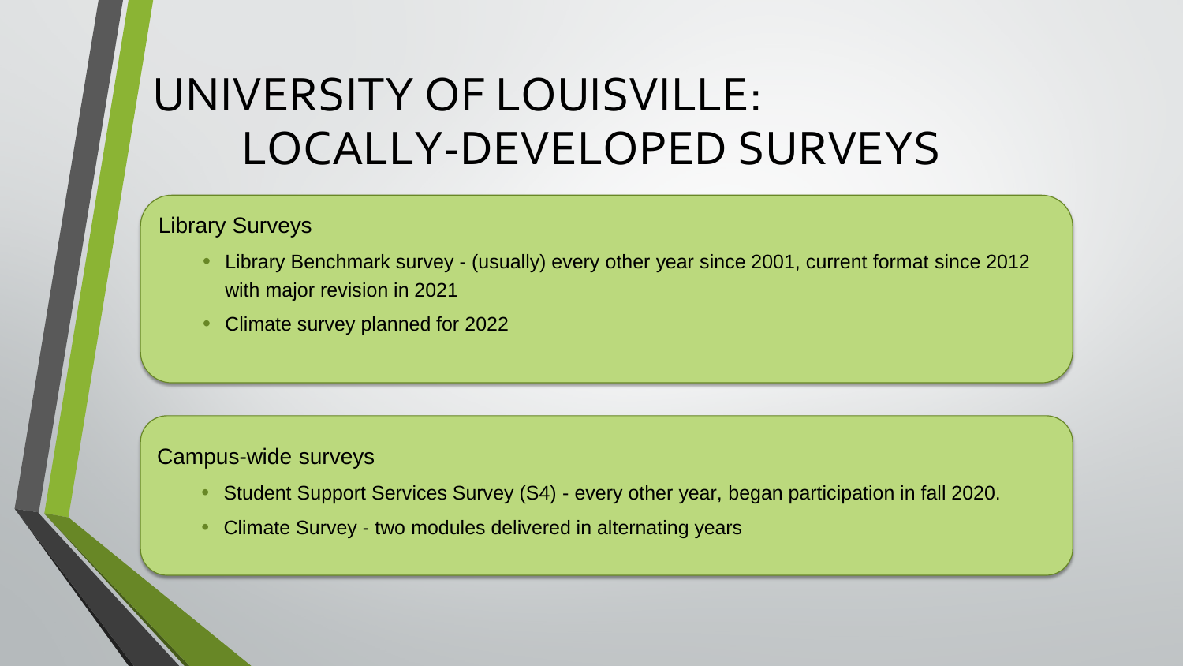# UNIVERSITY OF LOUISVILLE: LOCALLY-DEVELOPED SURVEYS

## Library Surveys

- Library Benchmark survey - (usually) every other year since 2001, current format since 2012 with major revision in 2021
- Climate survey planned for 2022

## Campus-wide surveys

- Student Support Services Survey (S4) - every other year, began participation in fall 2020.
- Climate Survey - two modules delivered in alternating years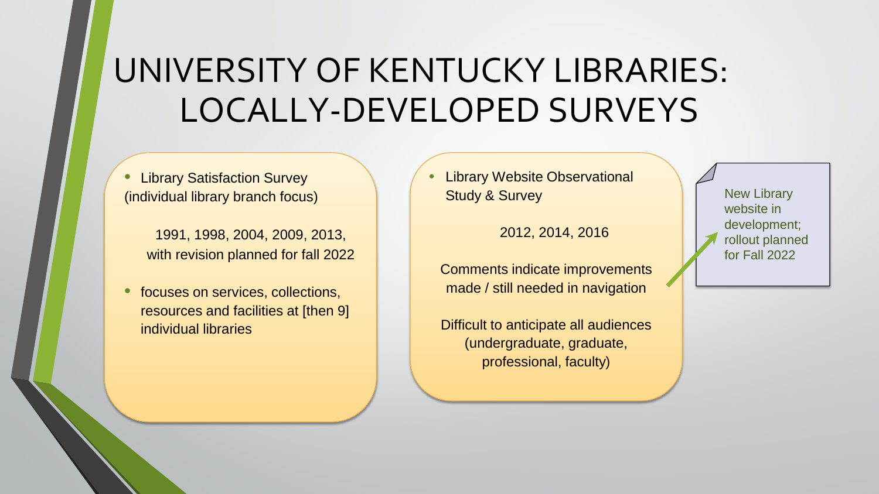# UNIVERSITY OF KENTUCKY LIBRARIES: LOCALLY-DEVELOPED SURVEYS

- Library Satisfaction Survey (individual library branch focus)

  1991, 1998, 2004, 2009, 2013, with revision planned for fall 2022

- focuses on services, collections, resources and facilities at [then 9] individual libraries

- Library Website Observational Study & Survey

  2012, 2014, 2016

  Comments indicate improvements made / still needed in navigation

  Difficult to anticipate all audiences (undergraduate, graduate, professional, faculty)

New Library website in development; rollout planned for Fall 2022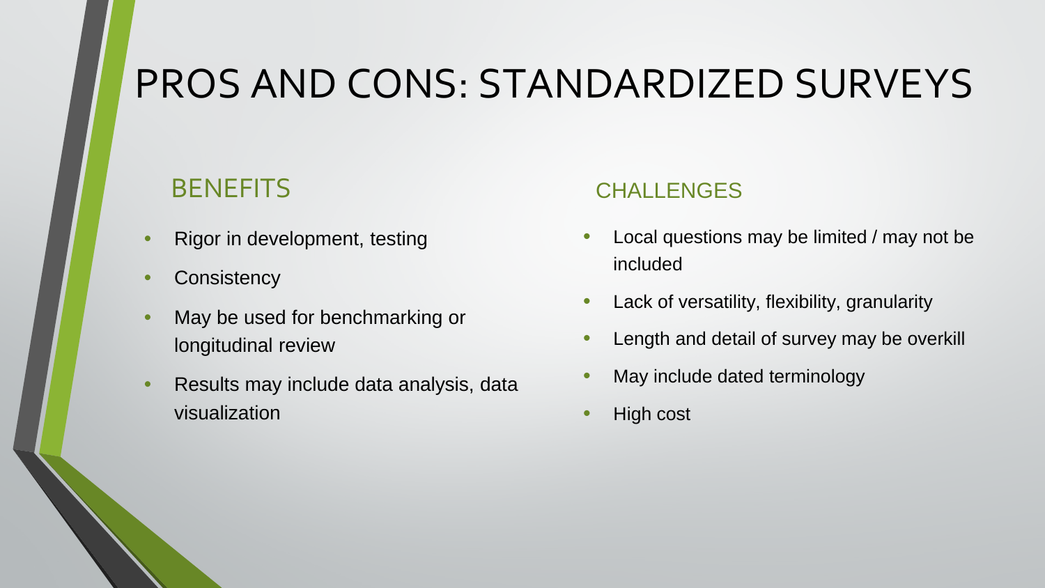# PROS AND CONS: STANDARDIZED SURVEYS

## BENEFITS

- Rigor in development, testing
- Consistency
- May be used for benchmarking or longitudinal review
- Results may include data analysis, data visualization

## CHALLENGES

- Local questions may be limited / may not be included
- Lack of versatility, flexibility, granularity
- Length and detail of survey may be overkill
- May include dated terminology
- High cost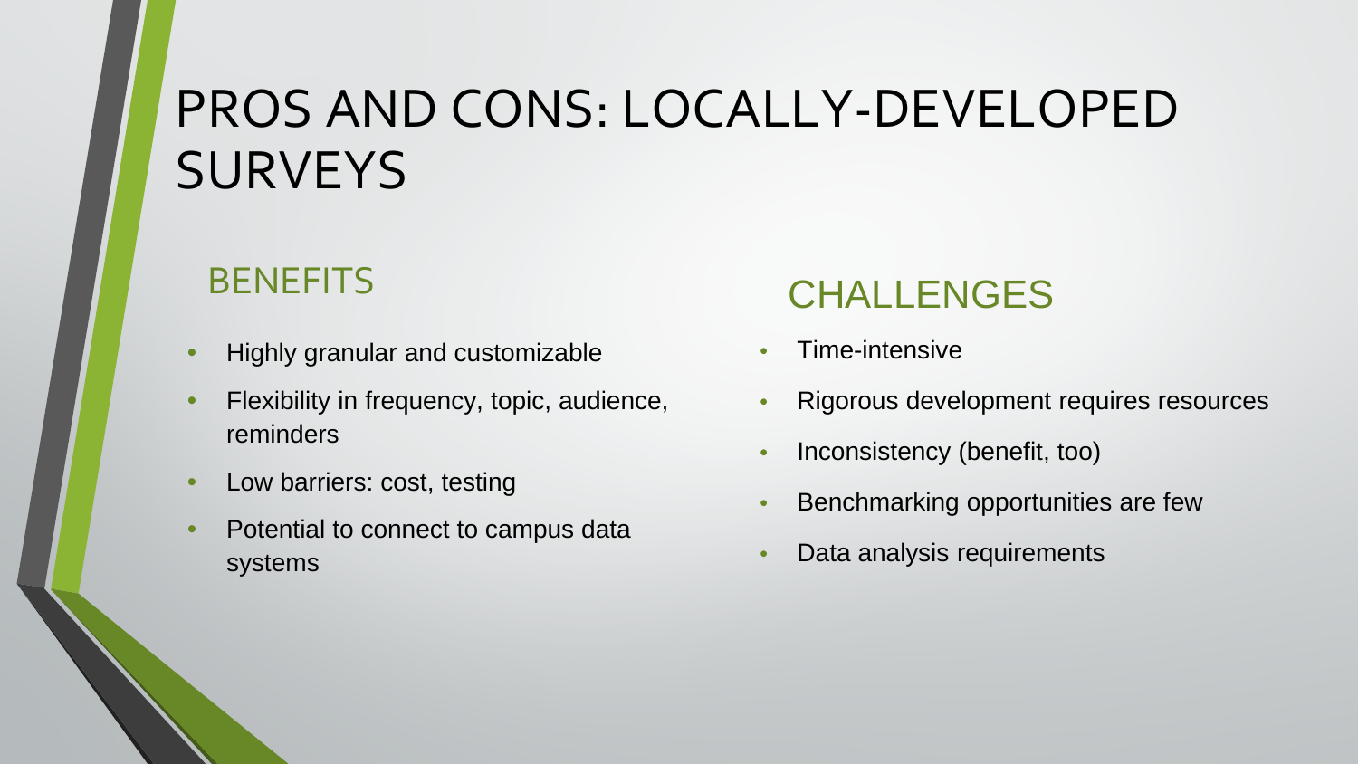# PROS AND CONS: LOCALLY-DEVELOPED SURVEYS

## BENEFITS

- Highly granular and customizable
- Flexibility in frequency, topic, audience, reminders
- Low barriers: cost, testing
- Potential to connect to campus data systems

## CHALLENGES

- Time-intensive
- Rigorous development requires resources
- Inconsistency (benefit, too)
- Benchmarking opportunities are few
- Data analysis requirements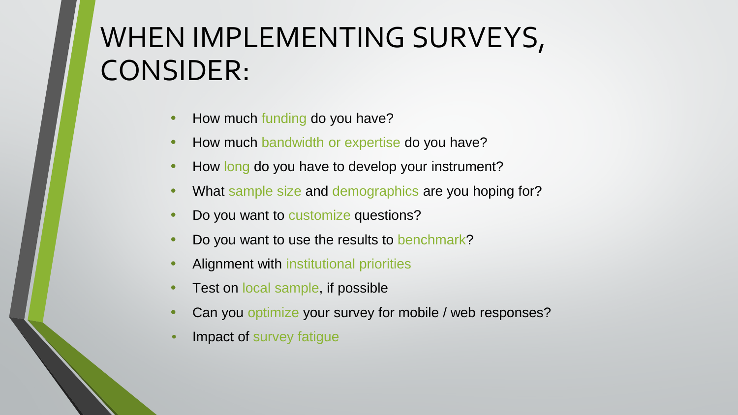# WHEN IMPLEMENTING SURVEYS, CONSIDER:

- How much funding do you have?
- How much bandwidth or expertise do you have?
- How long do you have to develop your instrument?
- What sample size and demographics are you hoping for?
- Do you want to customize questions?
- Do you want to use the results to benchmark?
- Alignment with institutional priorities
- Test on local sample, if possible
- Can you optimize your survey for mobile / web responses?
- Impact of survey fatigue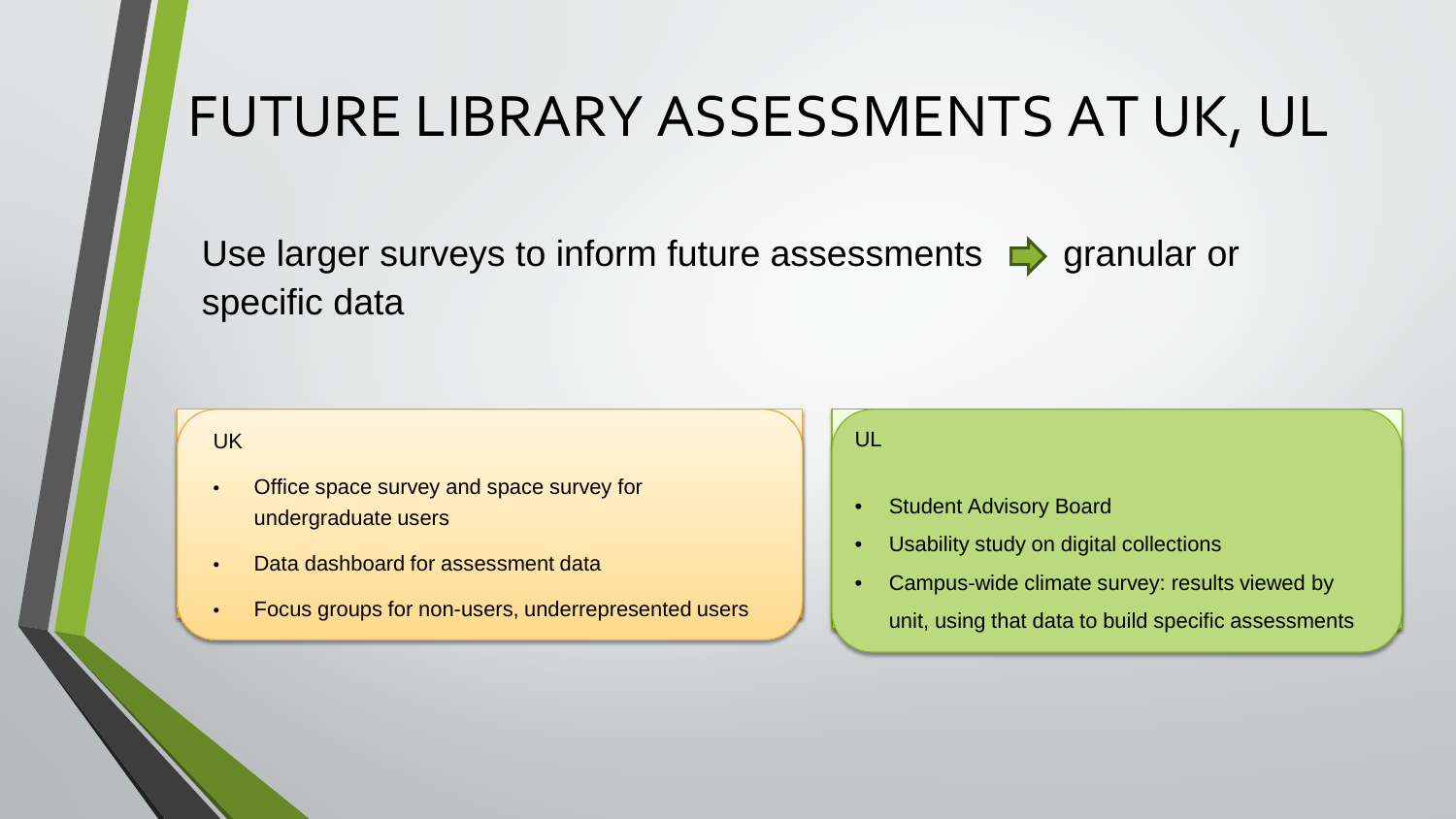# FUTURE LIBRARY ASSESSMENTS AT UK, UL

Use larger surveys to inform future assessments → granular or specific data

**UK**

- Office space survey and space survey for undergraduate users
- Data dashboard for assessment data
- Focus groups for non-users, underrepresented users

**UL**

- Student Advisory Board
- Usability study on digital collections
- Campus-wide climate survey: results viewed by unit, using that data to build specific assessments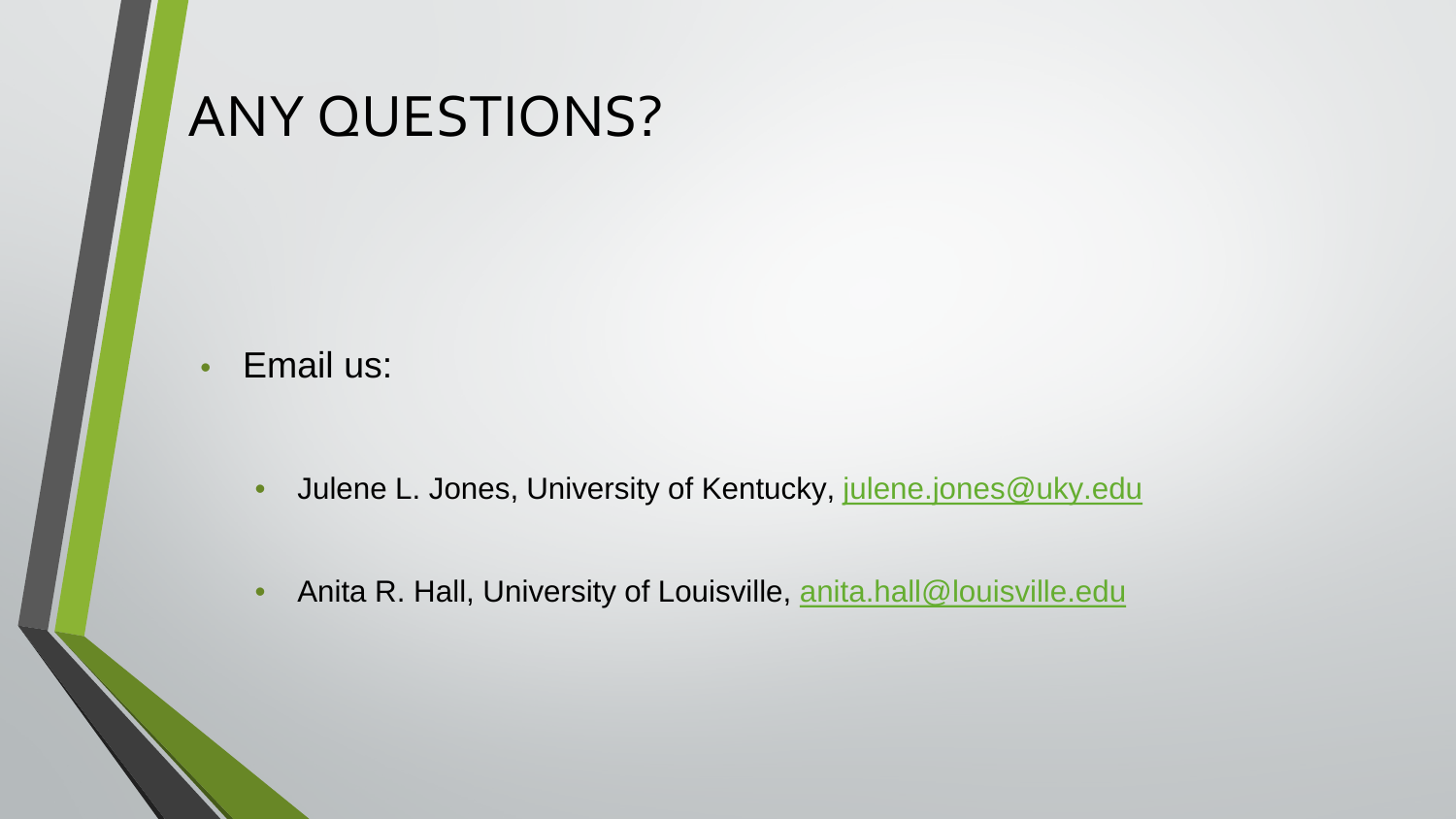# ANY QUESTIONS?

- Email us:
  - Julene L. Jones, University of Kentucky, julene.jones@uky.edu
  - Anita R. Hall, University of Louisville, anita.hall@louisville.edu